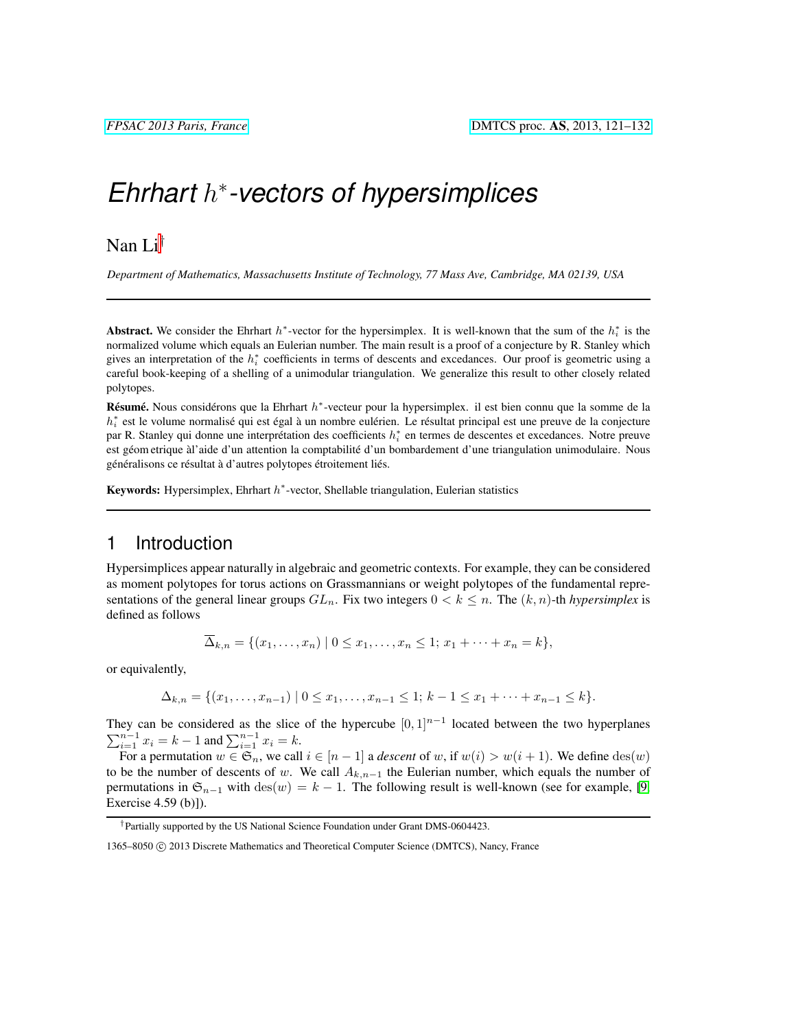# *Ehrhart $h^*$-vectors of hypersimplices*

Nan Li[†]

*Department of Mathematics, Massachusetts Institute of Technology, 77 Mass Ave, Cambridge, MA 02139, USA*

---

**Abstract.** We consider the Ehrhart $h^*$-vector for the hypersimplex. It is well-known that the sum of the $h_i^*$ is the normalized volume which equals an Eulerian number. The main result is a proof of a conjecture by R. Stanley which gives an interpretation of the $h_i^*$ coefficients in terms of descents and excedances. Our proof is geometric using a careful book-keeping of a shelling of a unimodular triangulation. We generalize this result to other closely related polytopes.

**Résumé.** Nous considérons que la Ehrhart $h^*$-vecteur pour la hypersimplex. il est bien connu que la somme de la $h_i^*$ est le volume normalisé qui est égal à un nombre eulérien. Le résultat principal est une preuve de la conjecture par R. Stanley qui donne une interprétation des coefficients $h_i^*$ en termes de descentes et excedances. Notre preuve est géom etrique àl'aide d'un attention la comptabilité d'un bombardement d'une triangulation unimodulaire. Nous généralisons ce résultat à d'autres polytopes étroitement liés.

**Keywords:** Hypersimplex, Ehrhart $h^*$-vector, Shellable triangulation, Eulerian statistics

---

## 1 Introduction

Hypersimplices appear naturally in algebraic and geometric contexts. For example, they can be considered as moment polytopes for torus actions on Grassmannians or weight polytopes of the fundamental representations of the general linear groups $GL_n$. Fix two integers $0 < k \leq n$. The $(k, n)$-th *hypersimplex* is defined as follows

$$\overline{\Delta}_{k,n} = \{(x_1, \ldots, x_n) \mid 0 \leq x_1, \ldots, x_n \leq 1;\ x_1 + \cdots + x_n = k\},$$

or equivalently,

$$\Delta_{k,n} = \{(x_1, \ldots, x_{n-1}) \mid 0 \leq x_1, \ldots, x_{n-1} \leq 1;\ k - 1 \leq x_1 + \cdots + x_{n-1} \leq k\}.$$

They can be considered as the slice of the hypercube $[0, 1]^{n-1}$ located between the two hyperplanes $\sum_{i=1}^{n-1} x_i = k - 1$ and $\sum_{i=1}^{n-1} x_i = k$.

For a permutation $w \in \mathfrak{S}_n$, we call $i \in [n-1]$ a *descent* of $w$, if $w(i) > w(i + 1)$. We define $\mathrm{des}(w)$ to be the number of descents of $w$. We call $A_{k,n-1}$ the Eulerian number, which equals the number of permutations in $\mathfrak{S}_{n-1}$ with $\mathrm{des}(w) = k - 1$. The following result is well-known (see for example, [9, Exercise 4.59 (b)]).

---

[†]Partially supported by the US National Science Foundation under Grant DMS-0604423.

1365–8050 © 2013 Discrete Mathematics and Theoretical Computer Science (DMTCS), Nancy, France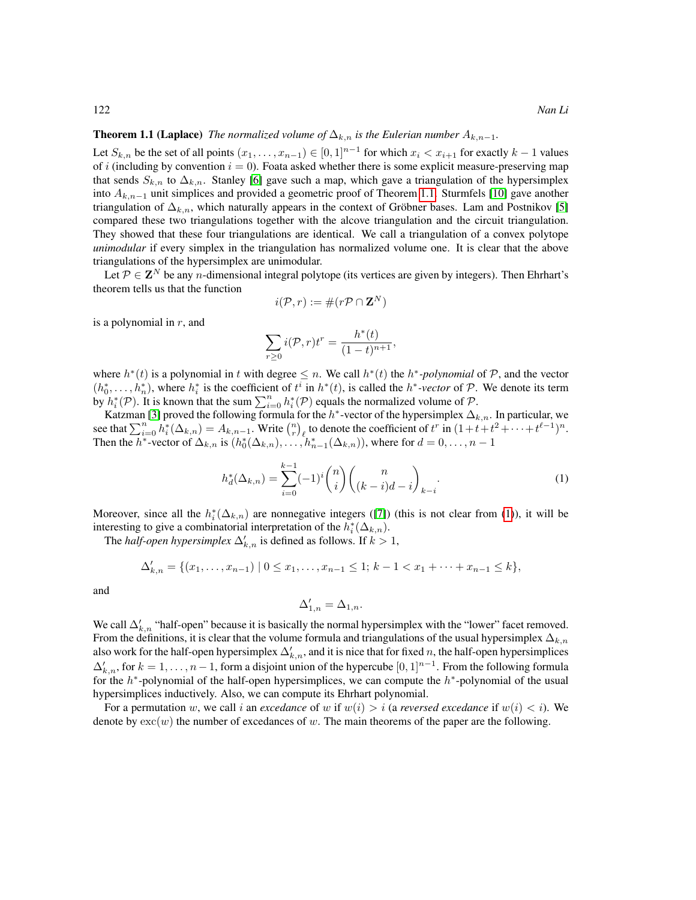**Theorem 1.1 (Laplace)** *The normalized volume of $\Delta_{k,n}$ is the Eulerian number $A_{k,n-1}$.*

Let $S_{k,n}$ be the set of all points $(x_1,\dots,x_{n-1}) \in [0,1]^{n-1}$ for which $x_i < x_{i+1}$ for exactly $k-1$ values of $i$ (including by convention $i=0$). Foata asked whether there is some explicit measure-preserving map that sends $S_{k,n}$ to $\Delta_{k,n}$. Stanley [6] gave such a map, which gave a triangulation of the hypersimplex into $A_{k,n-1}$ unit simplices and provided a geometric proof of Theorem 1.1. Sturmfels [10] gave another triangulation of $\Delta_{k,n}$, which naturally appears in the context of Gröbner bases. Lam and Postnikov [5] compared these two triangulations together with the alcove triangulation and the circuit triangulation. They showed that these four triangulations are identical. We call a triangulation of a convex polytope *unimodular* if every simplex in the triangulation has normalized volume one. It is clear that the above triangulations of the hypersimplex are unimodular.

Let $\mathcal{P} \in \mathbf{Z}^N$ be any $n$-dimensional integral polytope (its vertices are given by integers). Then Ehrhart's theorem tells us that the function

$$i(\mathcal{P}, r) := \#(r\mathcal{P} \cap \mathbf{Z}^N)$$

is a polynomial in $r$, and

$$\sum_{r \geq 0} i(\mathcal{P}, r) t^r = \frac{h^*(t)}{(1-t)^{n+1}},$$

where $h^*(t)$ is a polynomial in $t$ with degree $\leq n$. We call $h^*(t)$ the *$h^*$-polynomial* of $\mathcal{P}$, and the vector $(h^*_0, \dots, h^*_n)$, where $h^*_i$ is the coefficient of $t^i$ in $h^*(t)$, is called the *$h^*$-vector* of $\mathcal{P}$. We denote its term by $h^*_i(\mathcal{P})$. It is known that the sum $\sum_{i=0}^n h^*_i(\mathcal{P})$ equals the normalized volume of $\mathcal{P}$.

Katzman [3] proved the following formula for the $h^*$-vector of the hypersimplex $\Delta_{k,n}$. In particular, we see that $\sum_{i=0}^n h^*_i(\Delta_{k,n}) = A_{k,n-1}$. Write $\binom{n}{r}_\ell$ to denote the coefficient of $t^r$ in $(1+t+t^2+\cdots+t^{\ell-1})^n$. Then the $h^*$-vector of $\Delta_{k,n}$ is $(h^*_0(\Delta_{k,n}), \dots, h^*_{n-1}(\Delta_{k,n}))$, where for $d = 0, \dots, n-1$

$$h^*_d(\Delta_{k,n}) = \sum_{i=0}^{k-1} (-1)^i \binom{n}{i} \binom{n}{(k-i)d - i}_{k-i}. \tag{1}$$

Moreover, since all the $h^*_i(\Delta_{k,n})$ are nonnegative integers ([7]) (this is not clear from (1)), it will be interesting to give a combinatorial interpretation of the $h^*_i(\Delta_{k,n})$.

The *half-open hypersimplex* $\Delta'_{k,n}$ is defined as follows. If $k > 1$,

$$\Delta'_{k,n} = \{(x_1, \dots, x_{n-1}) \mid 0 \leq x_1, \dots, x_{n-1} \leq 1;\ k-1 < x_1 + \cdots + x_{n-1} \leq k\},$$

and

$$\Delta'_{1,n} = \Delta_{1,n}.$$

We call $\Delta'_{k,n}$ "half-open" because it is basically the normal hypersimplex with the "lower" facet removed. From the definitions, it is clear that the volume formula and triangulations of the usual hypersimplex $\Delta_{k,n}$ also work for the half-open hypersimplex $\Delta'_{k,n}$, and it is nice that for fixed $n$, the half-open hypersimplices $\Delta'_{k,n}$, for $k = 1, \dots, n-1$, form a disjoint union of the hypercube $[0,1]^{n-1}$. From the following formula for the $h^*$-polynomial of the half-open hypersimplices, we can compute the $h^*$-polynomial of the usual hypersimplices inductively. Also, we can compute its Ehrhart polynomial.

For a permutation $w$, we call $i$ an *excedance* of $w$ if $w(i) > i$ (a *reversed excedance* if $w(i) < i$). We denote by $\mathrm{exc}(w)$ the number of excedances of $w$. The main theorems of the paper are the following.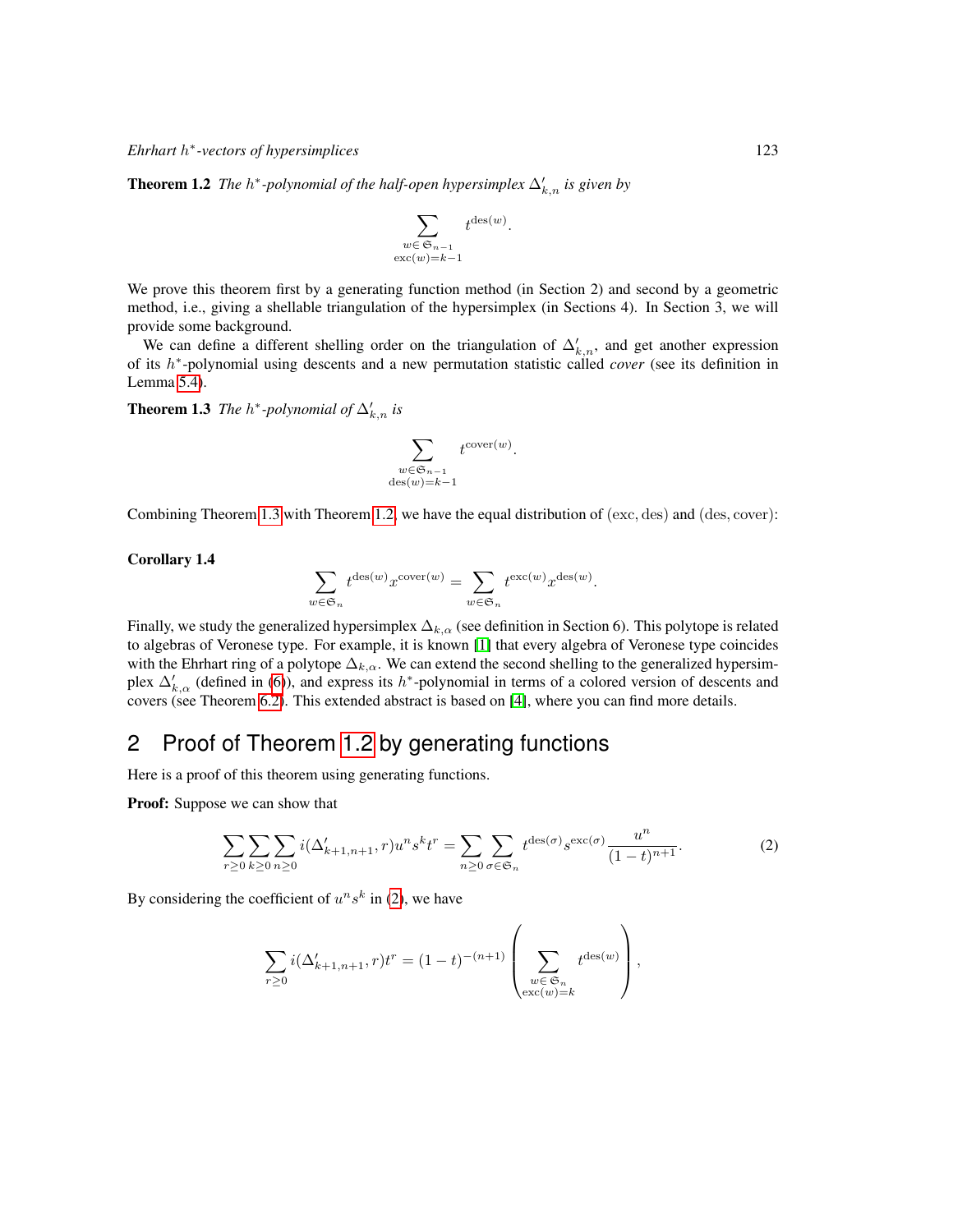**Theorem 1.2** *The $h^*$-polynomial of the half-open hypersimplex $\Delta'_{k,n}$ is given by*

$$\sum_{\substack{w \in \mathfrak{S}_{n-1} \\ \operatorname{exc}(w)=k-1}} t^{\operatorname{des}(w)}.$$

We prove this theorem first by a generating function method (in Section 2) and second by a geometric method, i.e., giving a shellable triangulation of the hypersimplex (in Sections 4). In Section 3, we will provide some background.

We can define a different shelling order on the triangulation of $\Delta'_{k,n}$, and get another expression of its $h^*$-polynomial using descents and a new permutation statistic called *cover* (see its definition in Lemma 5.4).

**Theorem 1.3** *The $h^*$-polynomial of $\Delta'_{k,n}$ is*

$$\sum_{\substack{w \in \mathfrak{S}_{n-1} \\ \operatorname{des}(w)=k-1}} t^{\operatorname{cover}(w)}.$$

Combining Theorem 1.3 with Theorem 1.2, we have the equal distribution of $(\operatorname{exc}, \operatorname{des})$ and $(\operatorname{des}, \operatorname{cover})$:

**Corollary 1.4**

$$\sum_{w \in \mathfrak{S}_n} t^{\operatorname{des}(w)} x^{\operatorname{cover}(w)} = \sum_{w \in \mathfrak{S}_n} t^{\operatorname{exc}(w)} x^{\operatorname{des}(w)}.$$

Finally, we study the generalized hypersimplex $\Delta_{k,\alpha}$ (see definition in Section 6). This polytope is related to algebras of Veronese type. For example, it is known [1] that every algebra of Veronese type coincides with the Ehrhart ring of a polytope $\Delta_{k,\alpha}$. We can extend the second shelling to the generalized hypersimplex $\Delta'_{k,\alpha}$ (defined in (6)), and express its $h^*$-polynomial in terms of a colored version of descents and covers (see Theorem 6.2). This extended abstract is based on [4], where you can find more details.

## 2 Proof of Theorem 1.2 by generating functions

Here is a proof of this theorem using generating functions.

**Proof:** Suppose we can show that

$$\sum_{r \geq 0} \sum_{k \geq 0} \sum_{n \geq 0} i(\Delta'_{k+1,n+1}, r) u^n s^k t^r = \sum_{n \geq 0} \sum_{\sigma \in \mathfrak{S}_n} t^{\operatorname{des}(\sigma)} s^{\operatorname{exc}(\sigma)} \frac{u^n}{(1-t)^{n+1}}. \tag{2}$$

By considering the coefficient of $u^n s^k$ in (2), we have

$$\sum_{r \geq 0} i(\Delta'_{k+1,n+1}, r) t^r = (1-t)^{-(n+1)} \left( \sum_{\substack{w \in \mathfrak{S}_n \\ \operatorname{exc}(w)=k}} t^{\operatorname{des}(w)} \right),$$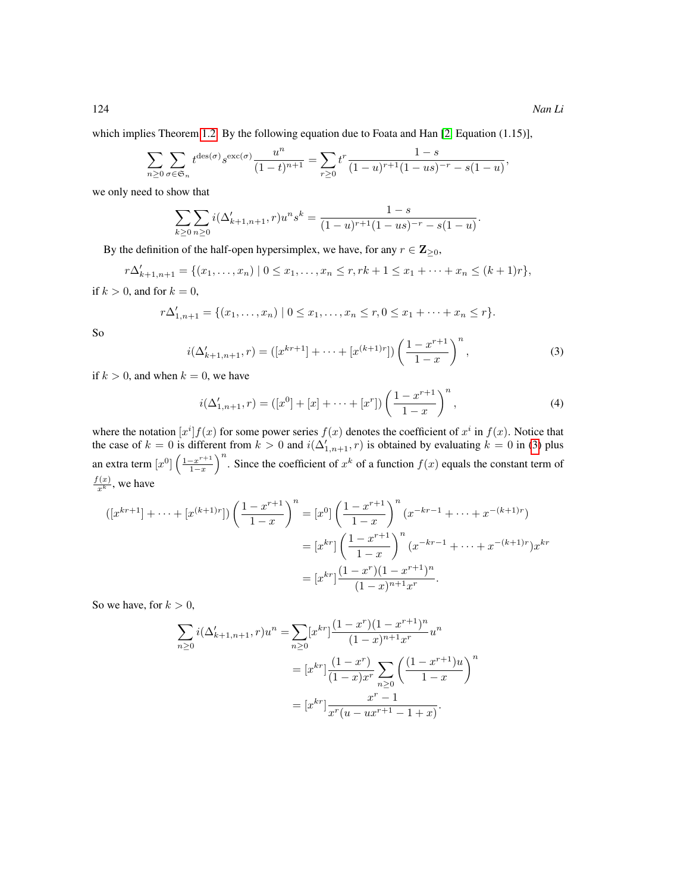which implies Theorem 1.2. By the following equation due to Foata and Han [2, Equation (1.15)],

$$\sum_{n\geq 0}\sum_{\sigma\in\mathfrak{S}_n} t^{\mathrm{des}(\sigma)}s^{\mathrm{exc}(\sigma)}\frac{u^n}{(1-t)^{n+1}} = \sum_{r\geq 0} t^r \frac{1-s}{(1-u)^{r+1}(1-us)^{-r}-s(1-u)},$$

we only need to show that

$$\sum_{k\geq 0}\sum_{n\geq 0} i(\Delta'_{k+1,n+1},r)u^n s^k = \frac{1-s}{(1-u)^{r+1}(1-us)^{-r}-s(1-u)}.$$

By the definition of the half-open hypersimplex, we have, for any $r\in\mathbf{Z}_{\geq 0}$,

$$r\Delta'_{k+1,n+1} = \{(x_1,\ldots,x_n)\mid 0\leq x_1,\ldots,x_n\leq r, rk+1\leq x_1+\cdots+x_n\leq (k+1)r\},$$

if $k>0$, and for $k=0$,

$$r\Delta'_{1,n+1} = \{(x_1,\ldots,x_n)\mid 0\leq x_1,\ldots,x_n\leq r, 0\leq x_1+\cdots+x_n\leq r\}.$$

So

$$i(\Delta'_{k+1,n+1},r) = ([x^{kr+1}]+\cdots+[x^{(k+1)r}])\left(\frac{1-x^{r+1}}{1-x}\right)^n, \tag{3}$$

if $k>0$, and when $k=0$, we have

$$i(\Delta'_{1,n+1},r) = ([x^0]+[x]+\cdots+[x^r])\left(\frac{1-x^{r+1}}{1-x}\right)^n, \tag{4}$$

where the notation $[x^i]f(x)$ for some power series $f(x)$ denotes the coefficient of $x^i$ in $f(x)$. Notice that the case of $k=0$ is different from $k>0$ and $i(\Delta'_{1,n+1},r)$ is obtained by evaluating $k=0$ in (3) plus an extra term $[x^0]\left(\frac{1-x^{r+1}}{1-x}\right)^n$. Since the coefficient of $x^k$ of a function $f(x)$ equals the constant term of $\frac{f(x)}{x^k}$, we have

$$\begin{aligned}
([x^{kr+1}]+\cdots+[x^{(k+1)r}])\left(\frac{1-x^{r+1}}{1-x}\right)^n &= [x^0]\left(\frac{1-x^{r+1}}{1-x}\right)^n(x^{-kr-1}+\cdots+x^{-(k+1)r})\\
&= [x^{kr}]\left(\frac{1-x^{r+1}}{1-x}\right)^n(x^{-kr-1}+\cdots+x^{-(k+1)r})x^{kr}\\
&= [x^{kr}]\frac{(1-x^r)(1-x^{r+1})^n}{(1-x)^{n+1}x^r}.
\end{aligned}$$

So we have, for $k>0$,

$$\begin{aligned}
\sum_{n\geq 0} i(\Delta'_{k+1,n+1},r)u^n &= \sum_{n\geq 0}[x^{kr}]\frac{(1-x^r)(1-x^{r+1})^n}{(1-x)^{n+1}x^r}u^n\\
&= [x^{kr}]\frac{(1-x^r)}{(1-x)x^r}\sum_{n\geq 0}\left(\frac{(1-x^{r+1})u}{1-x}\right)^n\\
&= [x^{kr}]\frac{x^r-1}{x^r(u-ux^{r+1}-1+x)}.
\end{aligned}$$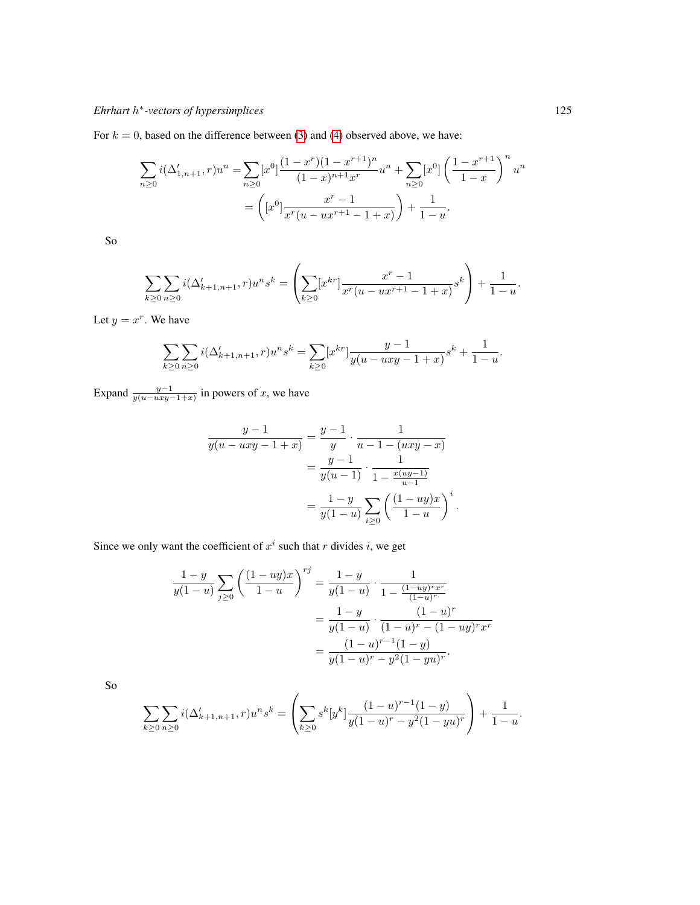For $k = 0$, based on the difference between (3) and (4) observed above, we have:

$$\begin{aligned}
\sum_{n\geq 0} i(\Delta'_{1,n+1}, r)u^n &= \sum_{n\geq 0}[x^0]\frac{(1-x^r)(1-x^{r+1})^n}{(1-x)^{n+1}x^r}u^n + \sum_{n\geq 0}[x^0]\left(\frac{1-x^{r+1}}{1-x}\right)^n u^n \\
&= \left([x^0]\frac{x^r-1}{x^r(u-ux^{r+1}-1+x)}\right) + \frac{1}{1-u}.
\end{aligned}$$

So

$$\sum_{k\geq 0}\sum_{n\geq 0} i(\Delta'_{k+1,n+1}, r)u^n s^k = \left(\sum_{k\geq 0}[x^{kr}]\frac{x^r-1}{x^r(u-ux^{r+1}-1+x)}s^k\right) + \frac{1}{1-u}.$$

Let $y = x^r$. We have

$$\sum_{k\geq 0}\sum_{n\geq 0} i(\Delta'_{k+1,n+1}, r)u^n s^k = \sum_{k\geq 0}[x^{kr}]\frac{y-1}{y(u-uxy-1+x)}s^k + \frac{1}{1-u}.$$

Expand $\frac{y-1}{y(u-uxy-1+x)}$ in powers of $x$, we have

$$\begin{aligned}
\frac{y-1}{y(u-uxy-1+x)} &= \frac{y-1}{y}\cdot\frac{1}{u-1-(uxy-x)} \\
&= \frac{y-1}{y(u-1)}\cdot\frac{1}{1-\frac{x(uy-1)}{u-1}} \\
&= \frac{1-y}{y(1-u)}\sum_{i\geq 0}\left(\frac{(1-uy)x}{1-u}\right)^i.
\end{aligned}$$

Since we only want the coefficient of $x^i$ such that $r$ divides $i$, we get

$$\begin{aligned}
\frac{1-y}{y(1-u)}\sum_{j\geq 0}\left(\frac{(1-uy)x}{1-u}\right)^{rj} &= \frac{1-y}{y(1-u)}\cdot\frac{1}{1-\frac{(1-uy)^r x^r}{(1-u)^r}} \\
&= \frac{1-y}{y(1-u)}\cdot\frac{(1-u)^r}{(1-u)^r-(1-uy)^r x^r} \\
&= \frac{(1-u)^{r-1}(1-y)}{y(1-u)^r - y^2(1-yu)^r}.
\end{aligned}$$

So

$$\sum_{k\geq 0}\sum_{n\geq 0} i(\Delta'_{k+1,n+1}, r)u^n s^k = \left(\sum_{k\geq 0}s^k[y^k]\frac{(1-u)^{r-1}(1-y)}{y(1-u)^r-y^2(1-yu)^r}\right) + \frac{1}{1-u}.$$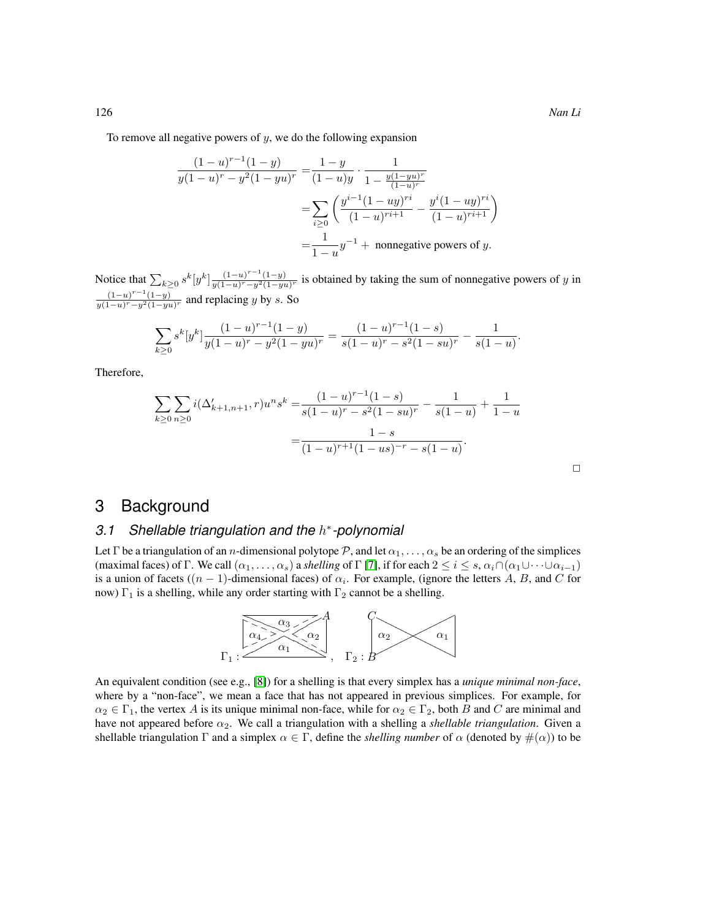To remove all negative powers of $y$, we do the following expansion

$$\begin{aligned}
\frac{(1-u)^{r-1}(1-y)}{y(1-u)^r - y^2(1-yu)^r} &= \frac{1-y}{(1-u)y} \cdot \frac{1}{1-\frac{y(1-yu)^r}{(1-u)^r}} \\
&= \sum_{i \geq 0} \left( \frac{y^{i-1}(1-uy)^{ri}}{(1-u)^{ri+1}} - \frac{y^i(1-uy)^{ri}}{(1-u)^{ri+1}} \right) \\
&= \frac{1}{1-u} y^{-1} + \text{ nonnegative powers of } y.
\end{aligned}$$

Notice that $\sum_{k\geq 0} s^k [y^k] \frac{(1-u)^{r-1}(1-y)}{y(1-u)^r - y^2(1-yu)^r}$ is obtained by taking the sum of nonnegative powers of $y$ in $\frac{(1-u)^{r-1}(1-y)}{y(1-u)^r - y^2(1-yu)^r}$ and replacing $y$ by $s$. So

$$\sum_{k\geq 0} s^k [y^k] \frac{(1-u)^{r-1}(1-y)}{y(1-u)^r - y^2(1-yu)^r} = \frac{(1-u)^{r-1}(1-s)}{s(1-u)^r - s^2(1-su)^r} - \frac{1}{s(1-u)}.$$

Therefore,

$$\begin{aligned}
\sum_{k\geq 0} \sum_{n \geq 0} i(\Delta'_{k+1,n+1}, r) u^n s^k &= \frac{(1-u)^{r-1}(1-s)}{s(1-u)^r - s^2(1-su)^r} - \frac{1}{s(1-u)} + \frac{1}{1-u} \\
&= \frac{1-s}{(1-u)^{r+1}(1-us)^{-r} - s(1-u)}.
\end{aligned}$$

□

# 3 Background

## 3.1 Shellable triangulation and the $h^*$-polynomial

Let $\Gamma$ be a triangulation of an $n$-dimensional polytope $\mathcal{P}$, and let $\alpha_1, \dots, \alpha_s$ be an ordering of the simplices (maximal faces) of $\Gamma$. We call $(\alpha_1, \dots, \alpha_s)$ a *shelling* of $\Gamma$ [7], if for each $2 \leq i \leq s$, $\alpha_i \cap (\alpha_1 \cup \cdots \cup \alpha_{i-1})$ is a union of facets ($(n-1)$-dimensional faces) of $\alpha_i$. For example, (ignore the letters $A$, $B$, and $C$ for now) $\Gamma_1$ is a shelling, while any order starting with $\Gamma_2$ cannot be a shelling.

$\Gamma_1$ : [figure with simplices $\alpha_1, \alpha_2, \alpha_3, \alpha_4$ and vertex $A$], $\Gamma_2$ : [figure with simplices $\alpha_1, \alpha_2$ and vertices $B$, $C$]

An equivalent condition (see e.g., [8]) for a shelling is that every simplex has a *unique minimal non-face*, where by a "non-face", we mean a face that has not appeared in previous simplices. For example, for $\alpha_2 \in \Gamma_1$, the vertex $A$ is its unique minimal non-face, while for $\alpha_2 \in \Gamma_2$, both $B$ and $C$ are minimal and have not appeared before $\alpha_2$. We call a triangulation with a shelling a *shellable triangulation*. Given a shellable triangulation $\Gamma$ and a simplex $\alpha \in \Gamma$, define the *shelling number* of $\alpha$ (denoted by $\#(\alpha)$) to be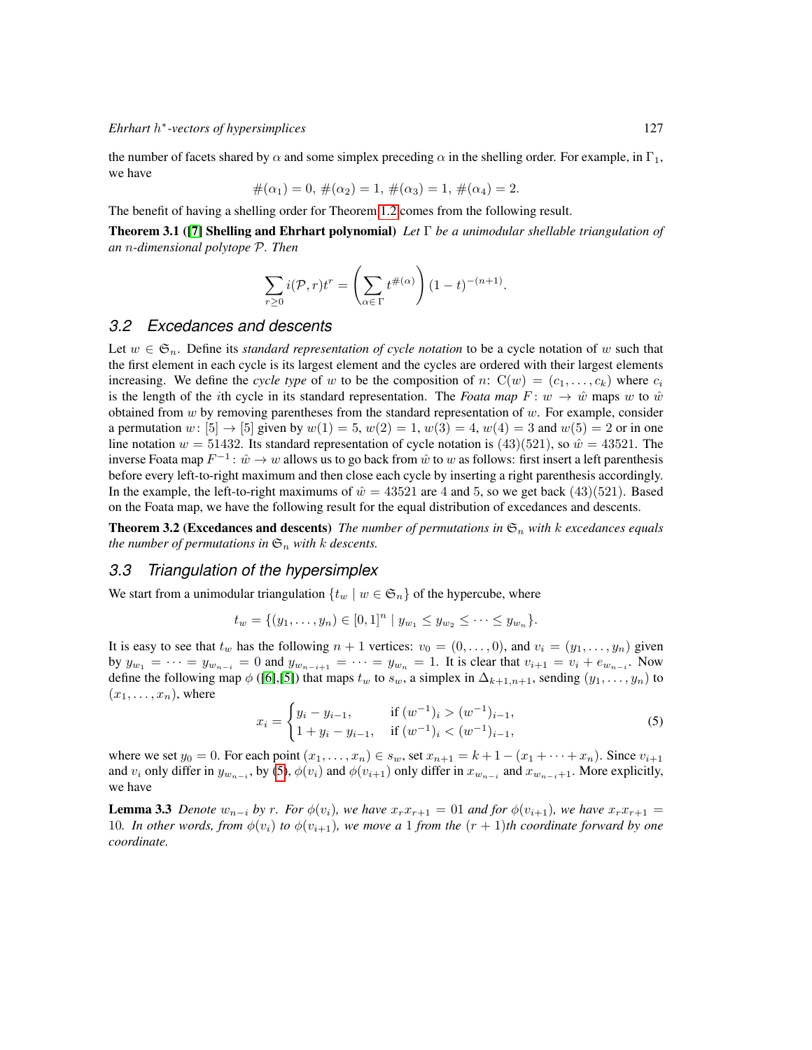the number of facets shared by $\alpha$ and some simplex preceding $\alpha$ in the shelling order. For example, in $\Gamma_1$, we have

$$\#(\alpha_1) = 0,\ \#(\alpha_2) = 1,\ \#(\alpha_3) = 1,\ \#(\alpha_4) = 2.$$

The benefit of having a shelling order for Theorem 1.2 comes from the following result.

**Theorem 3.1 ([7] Shelling and Ehrhart polynomial)** *Let $\Gamma$ be a unimodular shellable triangulation of an $n$-dimensional polytope $\mathcal{P}$. Then*

$$\sum_{r\geq 0} i(\mathcal{P}, r)t^r = \left(\sum_{\alpha\in\Gamma} t^{\#(\alpha)}\right)(1-t)^{-(n+1)}.$$

## 3.2 Excedances and descents

Let $w \in \mathfrak{S}_n$. Define its *standard representation of cycle notation* to be a cycle notation of $w$ such that the first element in each cycle is its largest element and the cycles are ordered with their largest elements increasing. We define the *cycle type* of $w$ to be the composition of $n$: $\mathrm{C}(w) = (c_1, \ldots, c_k)$ where $c_i$ is the length of the $i$th cycle in its standard representation. The *Foata map* $F\colon w \to \hat{w}$ maps $w$ to $\hat{w}$ obtained from $w$ by removing parentheses from the standard representation of $w$. For example, consider a permutation $w\colon [5] \to [5]$ given by $w(1) = 5$, $w(2) = 1$, $w(3) = 4$, $w(4) = 3$ and $w(5) = 2$ or in one line notation $w = 51432$. Its standard representation of cycle notation is $(43)(521)$, so $\hat{w} = 43521$. The inverse Foata map $F^{-1}\colon \hat{w} \to w$ allows us to go back from $\hat{w}$ to $w$ as follows: first insert a left parenthesis before every left-to-right maximum and then close each cycle by inserting a right parenthesis accordingly. In the example, the left-to-right maximums of $\hat{w} = 43521$ are 4 and 5, so we get back $(43)(521)$. Based on the Foata map, we have the following result for the equal distribution of excedances and descents.

**Theorem 3.2 (Excedances and descents)** *The number of permutations in $\mathfrak{S}_n$ with $k$ excedances equals the number of permutations in $\mathfrak{S}_n$ with $k$ descents.*

## 3.3 Triangulation of the hypersimplex

We start from a unimodular triangulation $\{t_w \mid w \in \mathfrak{S}_n\}$ of the hypercube, where

$$t_w = \{(y_1, \ldots, y_n) \in [0,1]^n \mid y_{w_1} \leq y_{w_2} \leq \cdots \leq y_{w_n}\}.$$

It is easy to see that $t_w$ has the following $n+1$ vertices: $v_0 = (0, \ldots, 0)$, and $v_i = (y_1, \ldots, y_n)$ given by $y_{w_1} = \cdots = y_{w_{n-i}} = 0$ and $y_{w_{n-i+1}} = \cdots = y_{w_n} = 1$. It is clear that $v_{i+1} = v_i + e_{w_{n-i}}$. Now define the following map $\phi$ ([6],[5]) that maps $t_w$ to $s_w$, a simplex in $\Delta_{k+1,n+1}$, sending $(y_1, \ldots, y_n)$ to $(x_1, \ldots, x_n)$, where

$$x_i = \begin{cases} y_i - y_{i-1}, & \text{if } (w^{-1})_i > (w^{-1})_{i-1}, \\ 1 + y_i - y_{i-1}, & \text{if } (w^{-1})_i < (w^{-1})_{i-1}, \end{cases} \tag{5}$$

where we set $y_0 = 0$. For each point $(x_1, \ldots, x_n) \in s_w$, set $x_{n+1} = k + 1 - (x_1 + \cdots + x_n)$. Since $v_{i+1}$ and $v_i$ only differ in $y_{w_{n-i}}$, by (5), $\phi(v_i)$ and $\phi(v_{i+1})$ only differ in $x_{w_{n-i}}$ and $x_{w_{n-i}+1}$. More explicitly, we have

**Lemma 3.3** *Denote $w_{n-i}$ by $r$. For $\phi(v_i)$, we have $x_r x_{r+1} = 01$ and for $\phi(v_{i+1})$, we have $x_r x_{r+1} = 10$. In other words, from $\phi(v_i)$ to $\phi(v_{i+1})$, we move a 1 from the $(r+1)$th coordinate forward by one coordinate.*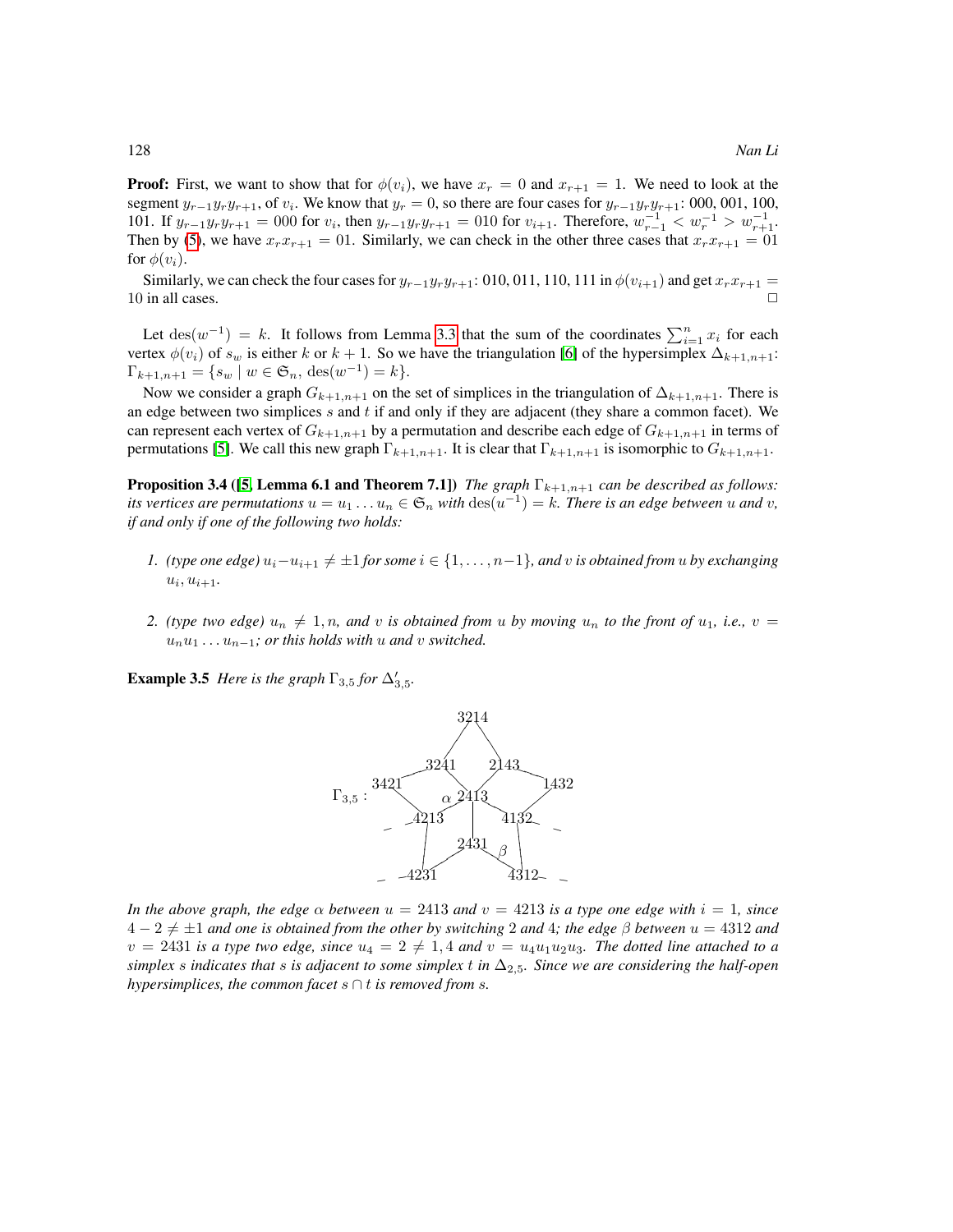**Proof:** First, we want to show that for $\phi(v_i)$, we have $x_r = 0$ and $x_{r+1} = 1$. We need to look at the segment $y_{r-1}y_ry_{r+1}$, of $v_i$. We know that $y_r = 0$, so there are four cases for $y_{r-1}y_ry_{r+1}$: 000, 001, 100, 101. If $y_{r-1}y_ry_{r+1} = 000$ for $v_i$, then $y_{r-1}y_ry_{r+1} = 010$ for $v_{i+1}$. Therefore, $w^{-1}_{r-1} < w^{-1}_r > w^{-1}_{r+1}$. Then by (5), we have $x_rx_{r+1} = 01$. Similarly, we can check in the other three cases that $x_rx_{r+1} = 01$ for $\phi(v_i)$.

Similarly, we can check the four cases for $y_{r-1}y_ry_{r+1}$: 010, 011, 110, 111 in $\phi(v_{i+1})$ and get $x_rx_{r+1} = 10$ in all cases. □

Let $\mathrm{des}(w^{-1}) = k$. It follows from Lemma 3.3 that the sum of the coordinates $\sum_{i=1}^{n} x_i$ for each vertex $\phi(v_i)$ of $s_w$ is either $k$ or $k+1$. So we have the triangulation [6] of the hypersimplex $\Delta_{k+1,n+1}$: $\Gamma_{k+1,n+1} = \{s_w \mid w \in \mathfrak{S}_n,\ \mathrm{des}(w^{-1}) = k\}$.

Now we consider a graph $G_{k+1,n+1}$ on the set of simplices in the triangulation of $\Delta_{k+1,n+1}$. There is an edge between two simplices $s$ and $t$ if and only if they are adjacent (they share a common facet). We can represent each vertex of $G_{k+1,n+1}$ by a permutation and describe each edge of $G_{k+1,n+1}$ in terms of permutations [5]. We call this new graph $\Gamma_{k+1,n+1}$. It is clear that $\Gamma_{k+1,n+1}$ is isomorphic to $G_{k+1,n+1}$.

**Proposition 3.4 ([5, Lemma 6.1 and Theorem 7.1])** *The graph $\Gamma_{k+1,n+1}$ can be described as follows: its vertices are permutations $u = u_1 \dots u_n \in \mathfrak{S}_n$ with $\mathrm{des}(u^{-1}) = k$. There is an edge between $u$ and $v$, if and only if one of the following two holds:*

1. *(type one edge) $u_i - u_{i+1} \neq \pm 1$ for some $i \in \{1, \dots, n-1\}$, and $v$ is obtained from $u$ by exchanging $u_i, u_{i+1}$.*

2. *(type two edge) $u_n \neq 1, n$, and $v$ is obtained from $u$ by moving $u_n$ to the front of $u_1$, i.e., $v = u_nu_1 \dots u_{n-1}$; or this holds with $u$ and $v$ switched.*

**Example 3.5** *Here is the graph $\Gamma_{3,5}$ for $\Delta'_{3,5}$.*

$\Gamma_{3,5}$: 3214, 3241, 2143, 3421, 1432, 2413 ($\alpha$), 4213, 4132, 2431 ($\beta$), 4231, 4312

*In the above graph, the edge $\alpha$ between $u = 2413$ and $v = 4213$ is a type one edge with $i = 1$, since $4 - 2 \neq \pm 1$ and one is obtained from the other by switching 2 and 4; the edge $\beta$ between $u = 4312$ and $v = 2431$ is a type two edge, since $u_4 = 2 \neq 1, 4$ and $v = u_4u_1u_2u_3$. The dotted line attached to a simplex $s$ indicates that $s$ is adjacent to some simplex $t$ in $\Delta_{2,5}$. Since we are considering the half-open hypersimplices, the common facet $s \cap t$ is removed from $s$.*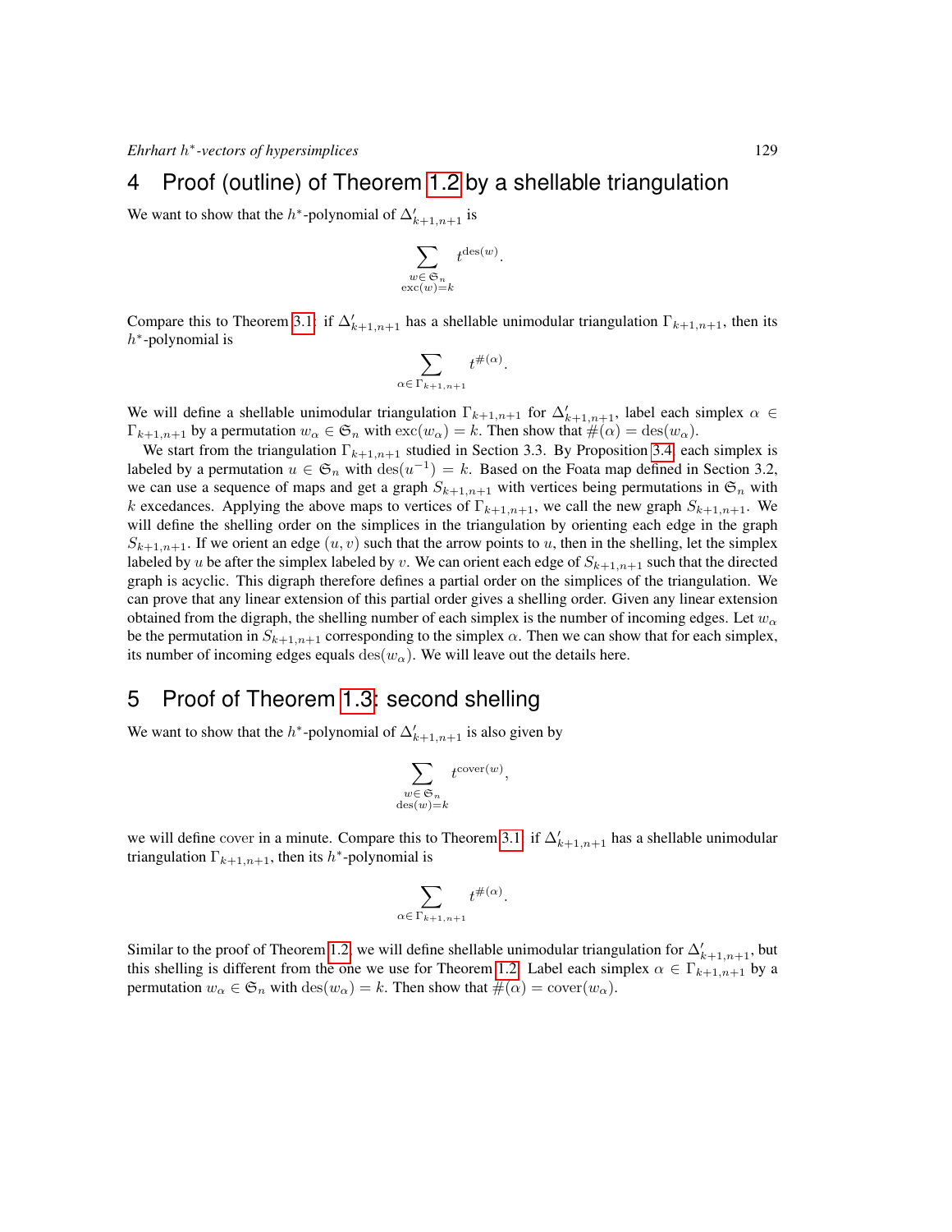# 4 Proof (outline) of Theorem 1.2 by a shellable triangulation

We want to show that the $h^*$-polynomial of $\Delta'_{k+1,n+1}$ is

$$\sum_{\substack{w \in \mathfrak{S}_n \\ \mathrm{exc}(w)=k}} t^{\mathrm{des}(w)}.$$

Compare this to Theorem 3.1: if $\Delta'_{k+1,n+1}$ has a shellable unimodular triangulation $\Gamma_{k+1,n+1}$, then its $h^*$-polynomial is

$$\sum_{\alpha \in \Gamma_{k+1,n+1}} t^{\#(\alpha)}.$$

We will define a shellable unimodular triangulation $\Gamma_{k+1,n+1}$ for $\Delta'_{k+1,n+1}$, label each simplex $\alpha \in \Gamma_{k+1,n+1}$ by a permutation $w_\alpha \in \mathfrak{S}_n$ with $\mathrm{exc}(w_\alpha) = k$. Then show that $\#(\alpha) = \mathrm{des}(w_\alpha)$.

We start from the triangulation $\Gamma_{k+1,n+1}$ studied in Section 3.3. By Proposition 3.4, each simplex is labeled by a permutation $u \in \mathfrak{S}_n$ with $\mathrm{des}(u^{-1}) = k$. Based on the Foata map defined in Section 3.2, we can use a sequence of maps and get a graph $S_{k+1,n+1}$ with vertices being permutations in $\mathfrak{S}_n$ with $k$ excedances. Applying the above maps to vertices of $\Gamma_{k+1,n+1}$, we call the new graph $S_{k+1,n+1}$. We will define the shelling order on the simplices in the triangulation by orienting each edge in the graph $S_{k+1,n+1}$. If we orient an edge $(u, v)$ such that the arrow points to $u$, then in the shelling, let the simplex labeled by $u$ be after the simplex labeled by $v$. We can orient each edge of $S_{k+1,n+1}$ such that the directed graph is acyclic. This digraph therefore defines a partial order on the simplices of the triangulation. We can prove that any linear extension of this partial order gives a shelling order. Given any linear extension obtained from the digraph, the shelling number of each simplex is the number of incoming edges. Let $w_\alpha$ be the permutation in $S_{k+1,n+1}$ corresponding to the simplex $\alpha$. Then we can show that for each simplex, its number of incoming edges equals $\mathrm{des}(w_\alpha)$. We will leave out the details here.

# 5 Proof of Theorem 1.3: second shelling

We want to show that the $h^*$-polynomial of $\Delta'_{k+1,n+1}$ is also given by

$$\sum_{\substack{w \in \mathfrak{S}_n \\ \mathrm{des}(w)=k}} t^{\mathrm{cover}(w)},$$

we will define cover in a minute. Compare this to Theorem 3.1: if $\Delta'_{k+1,n+1}$ has a shellable unimodular triangulation $\Gamma_{k+1,n+1}$, then its $h^*$-polynomial is

$$\sum_{\alpha \in \Gamma_{k+1,n+1}} t^{\#(\alpha)}.$$

Similar to the proof of Theorem 1.2, we will define shellable unimodular triangulation for $\Delta'_{k+1,n+1}$, but this shelling is different from the one we use for Theorem 1.2. Label each simplex $\alpha \in \Gamma_{k+1,n+1}$ by a permutation $w_\alpha \in \mathfrak{S}_n$ with $\mathrm{des}(w_\alpha) = k$. Then show that $\#(\alpha) = \mathrm{cover}(w_\alpha)$.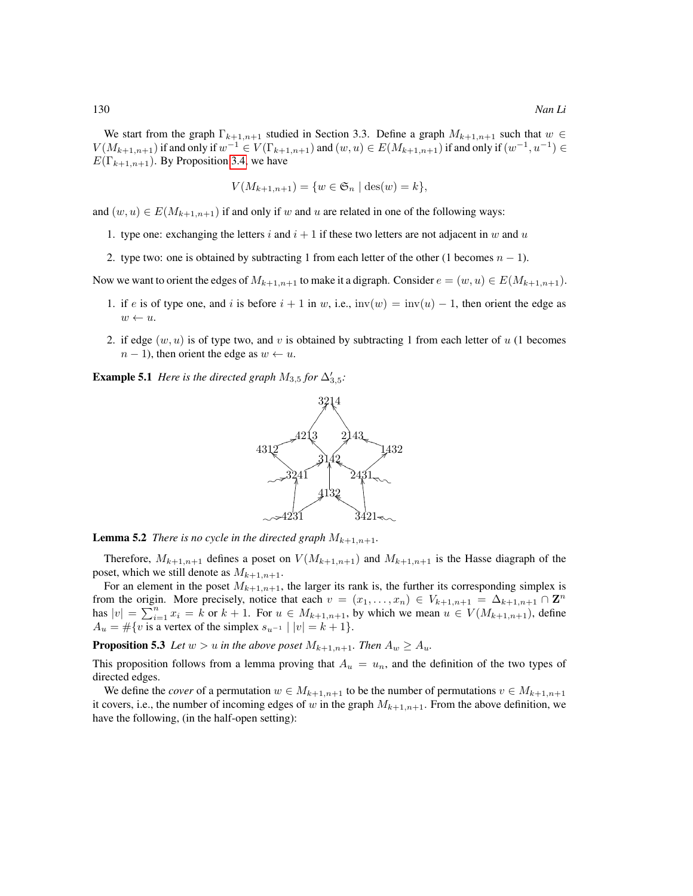We start from the graph $\Gamma_{k+1,n+1}$ studied in Section 3.3. Define a graph $M_{k+1,n+1}$ such that $w \in V(M_{k+1,n+1})$ if and only if $w^{-1} \in V(\Gamma_{k+1,n+1})$ and $(w,u) \in E(M_{k+1,n+1})$ if and only if $(w^{-1}, u^{-1}) \in E(\Gamma_{k+1,n+1})$. By Proposition 3.4, we have

$$V(M_{k+1,n+1}) = \{w \in \mathfrak{S}_n \mid \operatorname{des}(w) = k\},$$

and $(w,u) \in E(M_{k+1,n+1})$ if and only if $w$ and $u$ are related in one of the following ways:

1. type one: exchanging the letters $i$ and $i+1$ if these two letters are not adjacent in $w$ and $u$
2. type two: one is obtained by subtracting 1 from each letter of the other (1 becomes $n-1$).

Now we want to orient the edges of $M_{k+1,n+1}$ to make it a digraph. Consider $e = (w,u) \in E(M_{k+1,n+1})$.

1. if $e$ is of type one, and $i$ is before $i+1$ in $w$, i.e., $\operatorname{inv}(w) = \operatorname{inv}(u) - 1$, then orient the edge as $w \leftarrow u$.
2. if edge $(w,u)$ is of type two, and $v$ is obtained by subtracting 1 from each letter of $u$ (1 becomes $n-1$), then orient the edge as $w \leftarrow u$.

**Example 5.1** *Here is the directed graph $M_{3,5}$ for $\Delta'_{3,5}$:*

**Lemma 5.2** *There is no cycle in the directed graph $M_{k+1,n+1}$.*

Therefore, $M_{k+1,n+1}$ defines a poset on $V(M_{k+1,n+1})$ and $M_{k+1,n+1}$ is the Hasse diagram of the poset, which we still denote as $M_{k+1,n+1}$.

For an element in the poset $M_{k+1,n+1}$, the larger its rank is, the further its corresponding simplex is from the origin. More precisely, notice that each $v = (x_1, \ldots, x_n) \in V_{k+1,n+1} = \Delta_{k+1,n+1} \cap \mathbf{Z}^n$ has $|v| = \sum_{i=1}^n x_i = k$ or $k+1$. For $u \in M_{k+1,n+1}$, by which we mean $u \in V(M_{k+1,n+1})$, define $A_u = \#\{v \text{ is a vertex of the simplex } s_{u^{-1}} \mid |v| = k+1\}$.

**Proposition 5.3** *Let $w > u$ in the above poset $M_{k+1,n+1}$. Then $A_w \geq A_u$.*

This proposition follows from a lemma proving that $A_u = u_n$, and the definition of the two types of directed edges.

We define the *cover* of a permutation $w \in M_{k+1,n+1}$ to be the number of permutations $v \in M_{k+1,n+1}$ it covers, i.e., the number of incoming edges of $w$ in the graph $M_{k+1,n+1}$. From the above definition, we have the following, (in the half-open setting):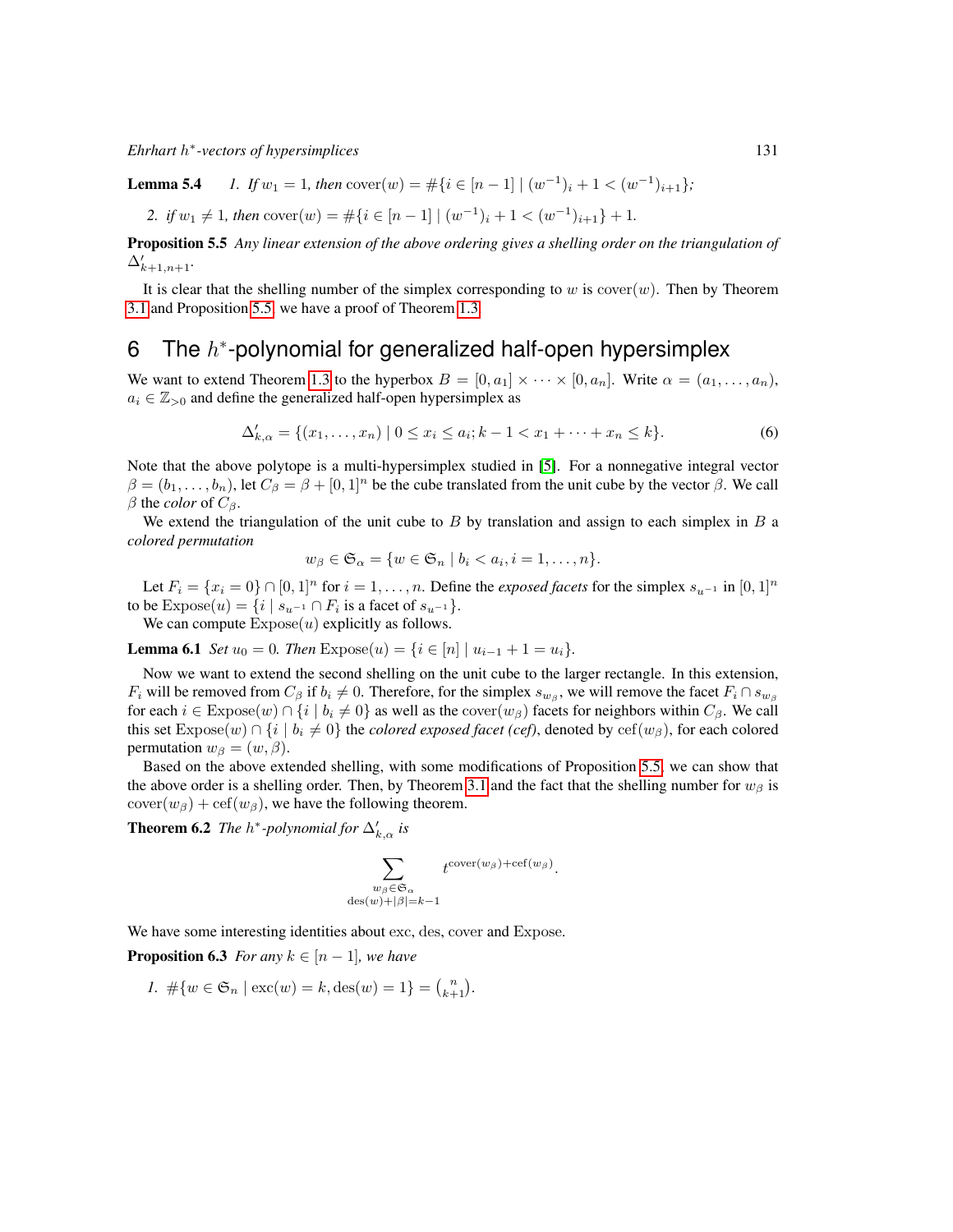**Lemma 5.4** *1. If $w_1 = 1$, then* $\text{cover}(w) = \#\{i \in [n-1] \mid (w^{-1})_i + 1 < (w^{-1})_{i+1}\}$*;*

*2. if $w_1 \neq 1$, then* $\text{cover}(w) = \#\{i \in [n-1] \mid (w^{-1})_i + 1 < (w^{-1})_{i+1}\} + 1$.

**Proposition 5.5** *Any linear extension of the above ordering gives a shelling order on the triangulation of $\Delta'_{k+1,n+1}$.*

It is clear that the shelling number of the simplex corresponding to $w$ is $\text{cover}(w)$. Then by Theorem 3.1 and Proposition 5.5, we have a proof of Theorem 1.3.

## 6 The $h^*$-polynomial for generalized half-open hypersimplex

We want to extend Theorem 1.3 to the hyperbox $B = [0, a_1] \times \cdots \times [0, a_n]$. Write $\alpha = (a_1, \ldots, a_n)$, $a_i \in \mathbb{Z}_{>0}$ and define the generalized half-open hypersimplex as

$$\Delta'_{k,\alpha} = \{(x_1, \ldots, x_n) \mid 0 \leq x_i \leq a_i; k-1 < x_1 + \cdots + x_n \leq k\}. \tag{6}$$

Note that the above polytope is a multi-hypersimplex studied in [5]. For a nonnegative integral vector $\beta = (b_1, \ldots, b_n)$, let $C_\beta = \beta + [0,1]^n$ be the cube translated from the unit cube by the vector $\beta$. We call $\beta$ the *color* of $C_\beta$.

We extend the triangulation of the unit cube to $B$ by translation and assign to each simplex in $B$ a *colored permutation*

$$w_\beta \in \mathfrak{S}_\alpha = \{w \in \mathfrak{S}_n \mid b_i < a_i, i = 1, \ldots, n\}.$$

Let $F_i = \{x_i = 0\} \cap [0,1]^n$ for $i = 1, \ldots, n$. Define the *exposed facets* for the simplex $s_{u^{-1}}$ in $[0,1]^n$ to be $\text{Expose}(u) = \{i \mid s_{u^{-1}} \cap F_i \text{ is a facet of } s_{u^{-1}}\}$.

We can compute $\text{Expose}(u)$ explicitly as follows.

**Lemma 6.1** *Set $u_0 = 0$. Then* $\text{Expose}(u) = \{i \in [n] \mid u_{i-1} + 1 = u_i\}$.

Now we want to extend the second shelling on the unit cube to the larger rectangle. In this extension, $F_i$ will be removed from $C_\beta$ if $b_i \neq 0$. Therefore, for the simplex $s_{w_\beta}$, we will remove the facet $F_i \cap s_{w_\beta}$ for each $i \in \text{Expose}(w) \cap \{i \mid b_i \neq 0\}$ as well as the $\text{cover}(w_\beta)$ facets for neighbors within $C_\beta$. We call this set $\text{Expose}(w) \cap \{i \mid b_i \neq 0\}$ the *colored exposed facet (cef)*, denoted by $\text{cef}(w_\beta)$, for each colored permutation $w_\beta = (w, \beta)$.

Based on the above extended shelling, with some modifications of Proposition 5.5, we can show that the above order is a shelling order. Then, by Theorem 3.1 and the fact that the shelling number for $w_\beta$ is $\text{cover}(w_\beta) + \text{cef}(w_\beta)$, we have the following theorem.

**Theorem 6.2** *The $h^*$-polynomial for $\Delta'_{k,\alpha}$ is*

$$\sum_{\substack{w_\beta \in \mathfrak{S}_\alpha \\ \text{des}(w) + |\beta| = k-1}} t^{\text{cover}(w_\beta) + \text{cef}(w_\beta)}.$$

We have some interesting identities about exc, des, cover and Expose.

**Proposition 6.3** *For any $k \in [n-1]$, we have*

1. $\#\{w \in \mathfrak{S}_n \mid \text{exc}(w) = k, \text{des}(w) = 1\} = \binom{n}{k+1}$.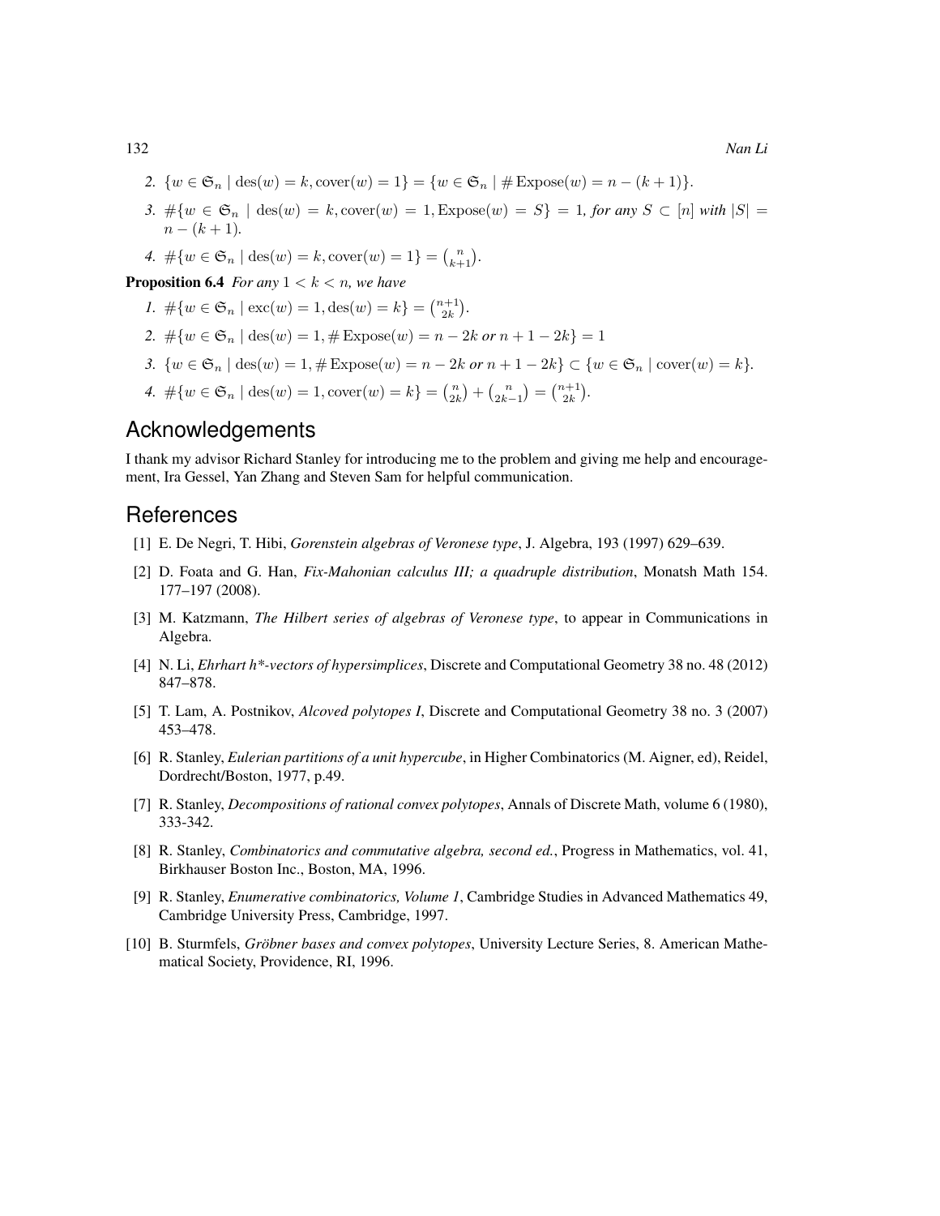2. $\{w \in \mathfrak{S}_n \mid \mathrm{des}(w) = k, \mathrm{cover}(w) = 1\} = \{w \in \mathfrak{S}_n \mid \#\,\mathrm{Expose}(w) = n - (k+1)\}$.

3. $\#\{w \in \mathfrak{S}_n \mid \mathrm{des}(w) = k, \mathrm{cover}(w) = 1, \mathrm{Expose}(w) = S\} = 1$, *for any* $S \subset [n]$ *with* $|S| = n - (k+1)$.

4. $\#\{w \in \mathfrak{S}_n \mid \mathrm{des}(w) = k, \mathrm{cover}(w) = 1\} = \binom{n}{k+1}$.

**Proposition 6.4** *For any* $1 < k < n$*, we have*

1. $\#\{w \in \mathfrak{S}_n \mid \mathrm{exc}(w) = 1, \mathrm{des}(w) = k\} = \binom{n+1}{2k}$.

2. $\#\{w \in \mathfrak{S}_n \mid \mathrm{des}(w) = 1, \#\,\mathrm{Expose}(w) = n - 2k$ *or* $n + 1 - 2k\} = 1$

3. $\{w \in \mathfrak{S}_n \mid \mathrm{des}(w) = 1, \#\,\mathrm{Expose}(w) = n - 2k$ *or* $n + 1 - 2k\} \subset \{w \in \mathfrak{S}_n \mid \mathrm{cover}(w) = k\}$.

4. $\#\{w \in \mathfrak{S}_n \mid \mathrm{des}(w) = 1, \mathrm{cover}(w) = k\} = \binom{n}{2k} + \binom{n}{2k-1} = \binom{n+1}{2k}$.

## Acknowledgements

I thank my advisor Richard Stanley for introducing me to the problem and giving me help and encouragement, Ira Gessel, Yan Zhang and Steven Sam for helpful communication.

## References

[1] E. De Negri, T. Hibi, *Gorenstein algebras of Veronese type*, J. Algebra, 193 (1997) 629–639.

[2] D. Foata and G. Han, *Fix-Mahonian calculus III; a quadruple distribution*, Monatsh Math 154. 177–197 (2008).

[3] M. Katzmann, *The Hilbert series of algebras of Veronese type*, to appear in Communications in Algebra.

[4] N. Li, *Ehrhart h*-vectors of hypersimplices*, Discrete and Computational Geometry 38 no. 48 (2012) 847–878.

[5] T. Lam, A. Postnikov, *Alcoved polytopes I*, Discrete and Computational Geometry 38 no. 3 (2007) 453–478.

[6] R. Stanley, *Eulerian partitions of a unit hypercube*, in Higher Combinatorics (M. Aigner, ed), Reidel, Dordrecht/Boston, 1977, p.49.

[7] R. Stanley, *Decompositions of rational convex polytopes*, Annals of Discrete Math, volume 6 (1980), 333-342.

[8] R. Stanley, *Combinatorics and commutative algebra, second ed.*, Progress in Mathematics, vol. 41, Birkhauser Boston Inc., Boston, MA, 1996.

[9] R. Stanley, *Enumerative combinatorics, Volume 1*, Cambridge Studies in Advanced Mathematics 49, Cambridge University Press, Cambridge, 1997.

[10] B. Sturmfels, *Gröbner bases and convex polytopes*, University Lecture Series, 8. American Mathematical Society, Providence, RI, 1996.